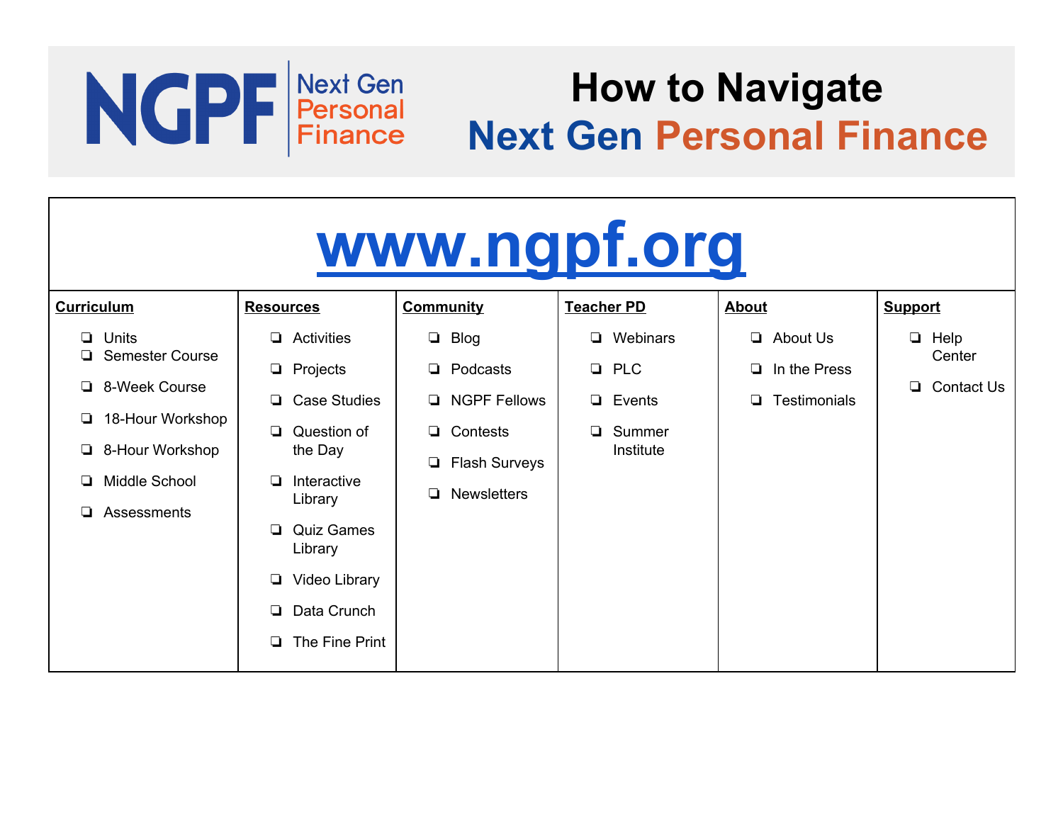NGPF Next Gen Personal Finance

# How to Navigate Next Gen Personal Finance

## www.ngpf.org

| Curriculum | Resources | Community | Teacher PD | About | Support |
|---|---|---|---|---|---|
| ❏ Units<br>❏ Semester Course<br>❏ 8-Week Course<br>❏ 18-Hour Workshop<br>❏ 8-Hour Workshop<br>❏ Middle School<br>❏ Assessments | ❏ Activities<br>❏ Projects<br>❏ Case Studies<br>❏ Question of the Day<br>❏ Interactive Library<br>❏ Quiz Games Library<br>❏ Video Library<br>❏ Data Crunch<br>❏ The Fine Print | ❏ Blog<br>❏ Podcasts<br>❏ NGPF Fellows<br>❏ Contests<br>❏ Flash Surveys<br>❏ Newsletters | ❏ Webinars<br>❏ PLC<br>❏ Events<br>❏ Summer Institute | ❏ About Us<br>❏ In the Press<br>❏ Testimonials | ❏ Help Center<br>❏ Contact Us |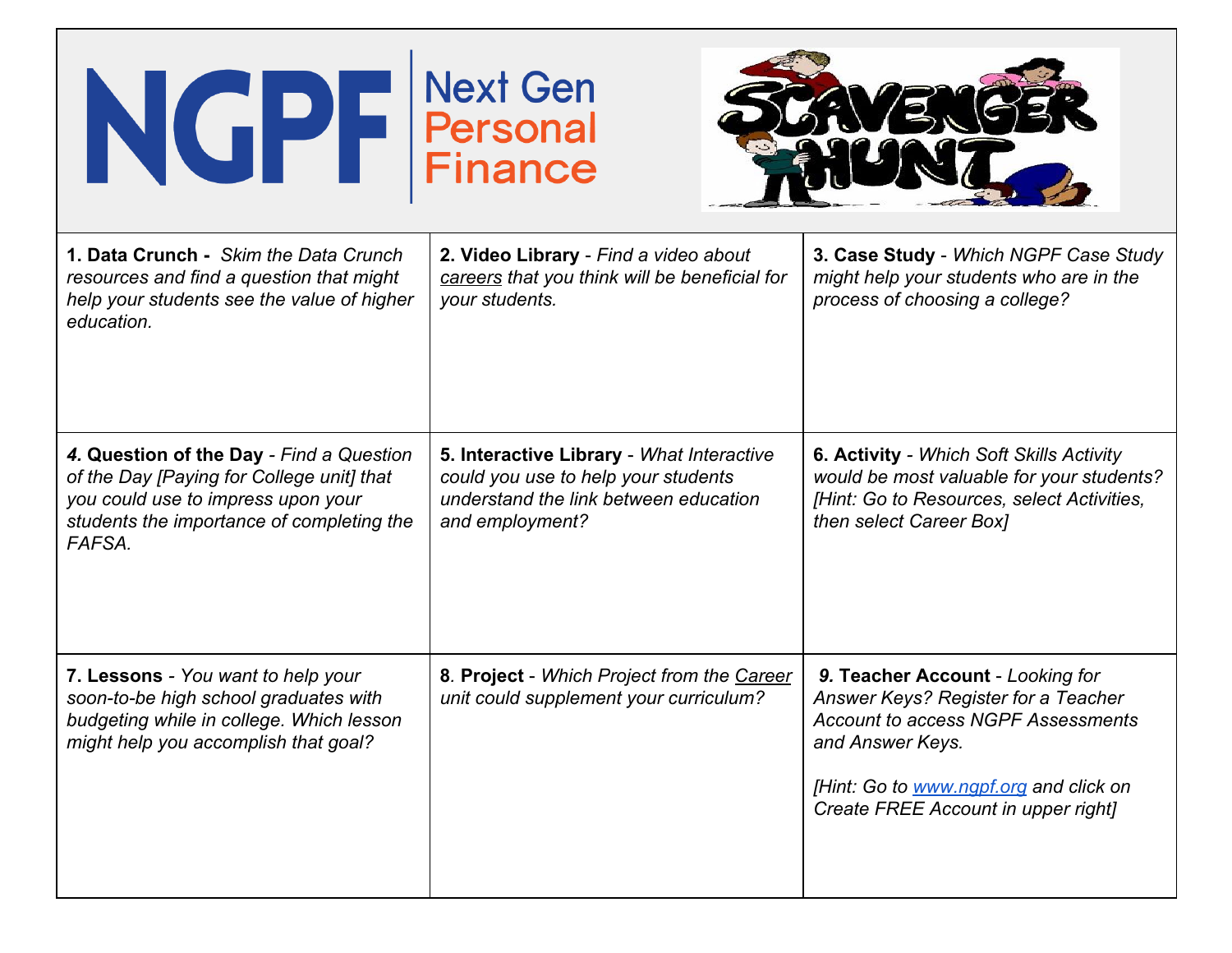# NGPF Next Gen Personal Finance

# SCAVENGER HUNT

| | | |
|---|---|---|
| **1. Data Crunch -** *Skim the Data Crunch resources and find a question that might help your students see the value of higher education.* | **2. Video Library** - *Find a video about careers that you think will be beneficial for your students.* | **3. Case Study** - *Which NGPF Case Study might help your students who are in the process of choosing a college?* |
| ***4.* Question of the Day** - *Find a Question of the Day [Paying for College unit] that you could use to impress upon your students the importance of completing the FAFSA.* | **5. Interactive Library** - *What Interactive could you use to help your students understand the link between education and employment?* | **6. Activity** - *Which Soft Skills Activity would be most valuable for your students? [Hint: Go to Resources, select Activities, then select Career Box]* |
| **7. Lessons** - *You want to help your soon-to-be high school graduates with budgeting while in college. Which lesson might help you accomplish that goal?* | **8. Project** - *Which Project from the Career unit could supplement your curriculum?* | ***9.* Teacher Account** - *Looking for Answer Keys? Register for a Teacher Account to access NGPF Assessments and Answer Keys.* *[Hint: Go to www.ngpf.org and click on Create FREE Account in upper right]* |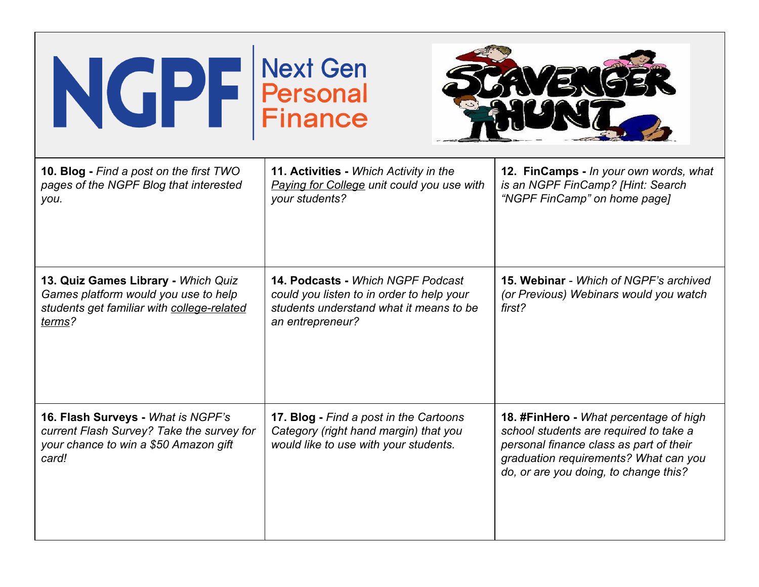NGPF Next Gen Personal Finance

SCAVENGER HUNT

| | | |
|---|---|---|
| **10. Blog -** *Find a post on the first TWO pages of the NGPF Blog that interested you.* | **11. Activities -** *Which Activity in the Paying for College unit could you use with your students?* | **12. FinCamps -** *In your own words, what is an NGPF FinCamp? [Hint: Search "NGPF FinCamp" on home page]* |
| **13. Quiz Games Library -** *Which Quiz Games platform would you use to help students get familiar with college-related terms?* | **14. Podcasts -** *Which NGPF Podcast could you listen to in order to help your students understand what it means to be an entrepreneur?* | **15. Webinar** - *Which of NGPF's archived (or Previous) Webinars would you watch first?* |
| **16. Flash Surveys -** *What is NGPF's current Flash Survey? Take the survey for your chance to win a $50 Amazon gift card!* | **17. Blog -** *Find a post in the Cartoons Category (right hand margin) that you would like to use with your students.* | **18. #FinHero -** *What percentage of high school students are required to take a personal finance class as part of their graduation requirements? What can you do, or are you doing, to change this?* |